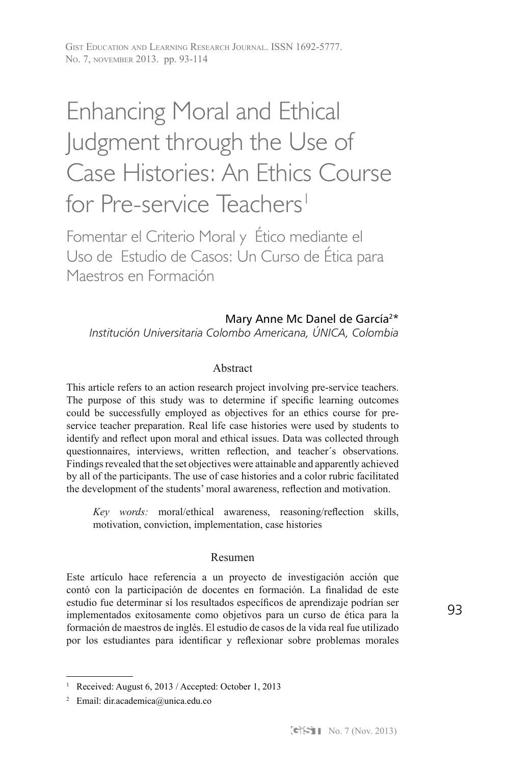# Enhancing Moral and Ethical Judgment through the Use of Case Histories: An Ethics Course for Pre-service Teachers[1]

## Fomentar el Criterio Moral y Ético mediante el Uso de Estudio de Casos: Un Curso de Ética para Maestros en Formación

Mary Anne Mc Danel de García[2]*

*Institución Universitaria Colombo Americana, ÚNICA, Colombia*

### Abstract

This article refers to an action research project involving pre-service teachers. The purpose of this study was to determine if specific learning outcomes could be successfully employed as objectives for an ethics course for pre-service teacher preparation. Real life case histories were used by students to identify and reflect upon moral and ethical issues. Data was collected through questionnaires, interviews, written reflection, and teacher´s observations. Findings revealed that the set objectives were attainable and apparently achieved by all of the participants. The use of case histories and a color rubric facilitated the development of the students' moral awareness, reflection and motivation.

*Key words:* moral/ethical awareness, reasoning/reflection skills, motivation, conviction, implementation, case histories

### Resumen

Este artículo hace referencia a un proyecto de investigación acción que contó con la participación de docentes en formación. La finalidad de este estudio fue determinar sí los resultados específicos de aprendizaje podrían ser implementados exitosamente como objetivos para un curso de ética para la formación de maestros de inglés. El estudio de casos de la vida real fue utilizado por los estudiantes para identificar y reflexionar sobre problemas morales

---

[1] Received: August 6, 2013 / Accepted: October 1, 2013

[2] Email: dir.academica@unica.edu.co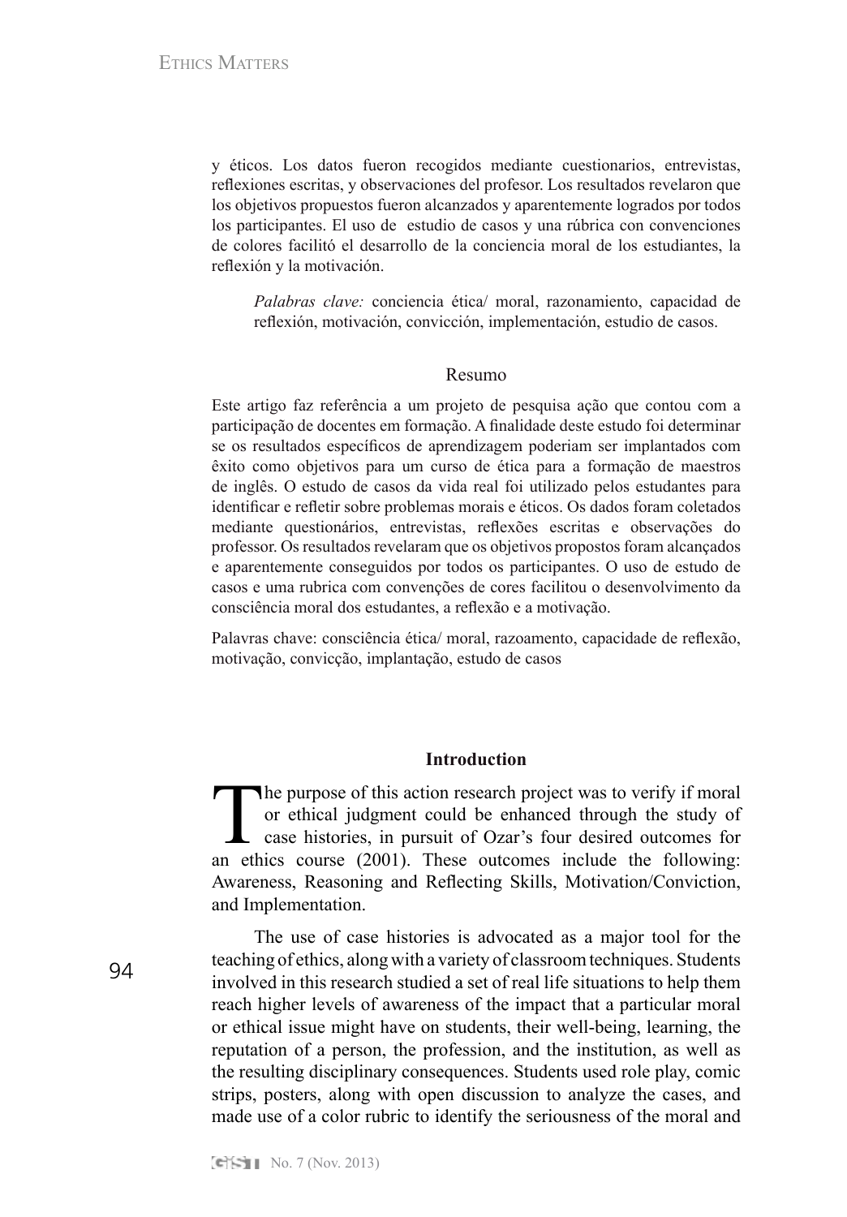y éticos. Los datos fueron recogidos mediante cuestionarios, entrevistas, reflexiones escritas, y observaciones del profesor. Los resultados revelaron que los objetivos propuestos fueron alcanzados y aparentemente logrados por todos los participantes. El uso de estudio de casos y una rúbrica con convenciones de colores facilitó el desarrollo de la conciencia moral de los estudiantes, la reflexión y la motivación.

*Palabras clave:* conciencia ética/ moral, razonamiento, capacidad de reflexión, motivación, convicción, implementación, estudio de casos.

## Resumo

Este artigo faz referência a um projeto de pesquisa ação que contou com a participação de docentes em formação. A finalidade deste estudo foi determinar se os resultados específicos de aprendizagem poderiam ser implantados com êxito como objetivos para um curso de ética para a formação de maestros de inglês. O estudo de casos da vida real foi utilizado pelos estudantes para identificar e refletir sobre problemas morais e éticos. Os dados foram coletados mediante questionários, entrevistas, reflexões escritas e observações do professor. Os resultados revelaram que os objetivos propostos foram alcançados e aparentemente conseguidos por todos os participantes. O uso de estudo de casos e uma rubrica com convenções de cores facilitou o desenvolvimento da consciência moral dos estudantes, a reflexão e a motivação.

Palavras chave: consciência ética/ moral, razoamento, capacidade de reflexão, motivação, convicção, implantação, estudo de casos

## Introduction

The purpose of this action research project was to verify if moral or ethical judgment could be enhanced through the study of case histories, in pursuit of Ozar's four desired outcomes for an ethics course (2001). These outcomes include the following: Awareness, Reasoning and Reflecting Skills, Motivation/Conviction, and Implementation.

The use of case histories is advocated as a major tool for the teaching of ethics, along with a variety of classroom techniques. Students involved in this research studied a set of real life situations to help them reach higher levels of awareness of the impact that a particular moral or ethical issue might have on students, their well-being, learning, the reputation of a person, the profession, and the institution, as well as the resulting disciplinary consequences. Students used role play, comic strips, posters, along with open discussion to analyze the cases, and made use of a color rubric to identify the seriousness of the moral and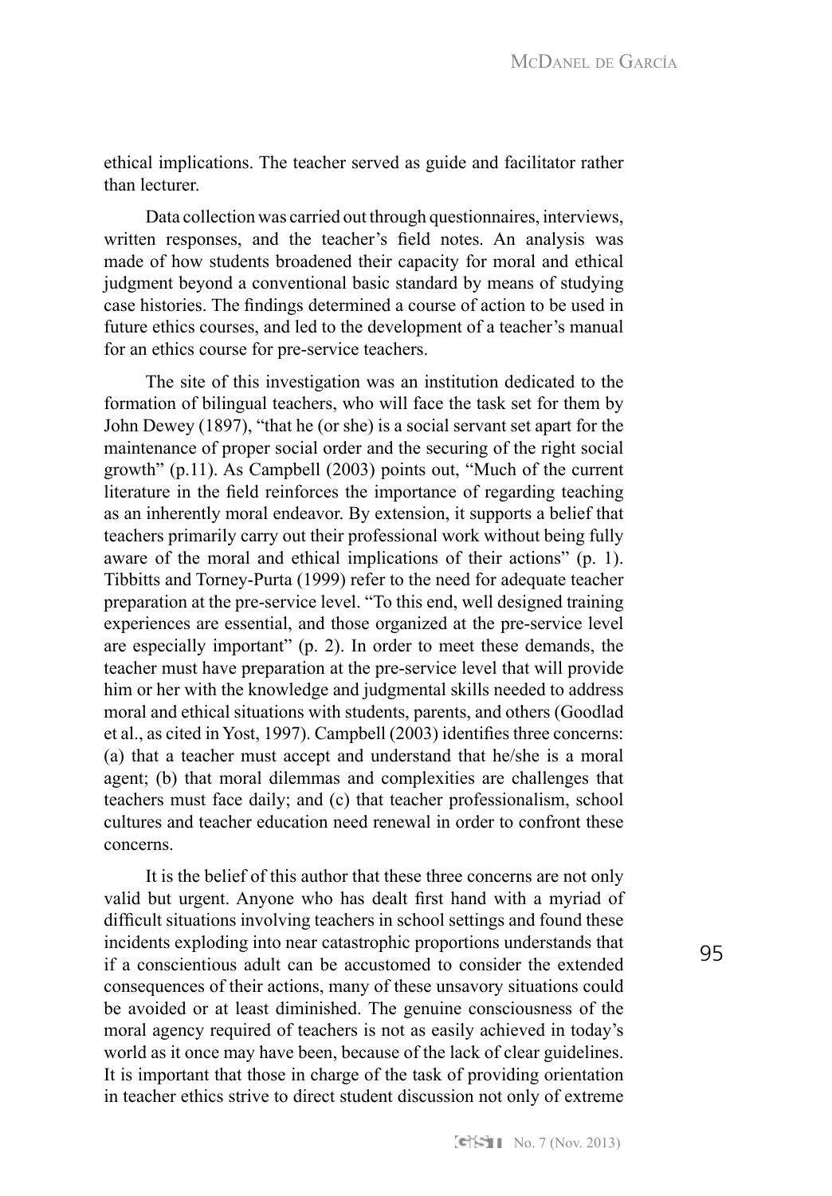ethical implications. The teacher served as guide and facilitator rather than lecturer.

Data collection was carried out through questionnaires, interviews, written responses, and the teacher's field notes. An analysis was made of how students broadened their capacity for moral and ethical judgment beyond a conventional basic standard by means of studying case histories. The findings determined a course of action to be used in future ethics courses, and led to the development of a teacher's manual for an ethics course for pre-service teachers.

The site of this investigation was an institution dedicated to the formation of bilingual teachers, who will face the task set for them by John Dewey (1897), "that he (or she) is a social servant set apart for the maintenance of proper social order and the securing of the right social growth" (p.11). As Campbell (2003) points out, "Much of the current literature in the field reinforces the importance of regarding teaching as an inherently moral endeavor. By extension, it supports a belief that teachers primarily carry out their professional work without being fully aware of the moral and ethical implications of their actions" (p. 1). Tibbitts and Torney-Purta (1999) refer to the need for adequate teacher preparation at the pre-service level. "To this end, well designed training experiences are essential, and those organized at the pre-service level are especially important" (p. 2). In order to meet these demands, the teacher must have preparation at the pre-service level that will provide him or her with the knowledge and judgmental skills needed to address moral and ethical situations with students, parents, and others (Goodlad et al., as cited in Yost, 1997). Campbell (2003) identifies three concerns: (a) that a teacher must accept and understand that he/she is a moral agent; (b) that moral dilemmas and complexities are challenges that teachers must face daily; and (c) that teacher professionalism, school cultures and teacher education need renewal in order to confront these concerns.

It is the belief of this author that these three concerns are not only valid but urgent. Anyone who has dealt first hand with a myriad of difficult situations involving teachers in school settings and found these incidents exploding into near catastrophic proportions understands that if a conscientious adult can be accustomed to consider the extended consequences of their actions, many of these unsavory situations could be avoided or at least diminished. The genuine consciousness of the moral agency required of teachers is not as easily achieved in today's world as it once may have been, because of the lack of clear guidelines. It is important that those in charge of the task of providing orientation in teacher ethics strive to direct student discussion not only of extreme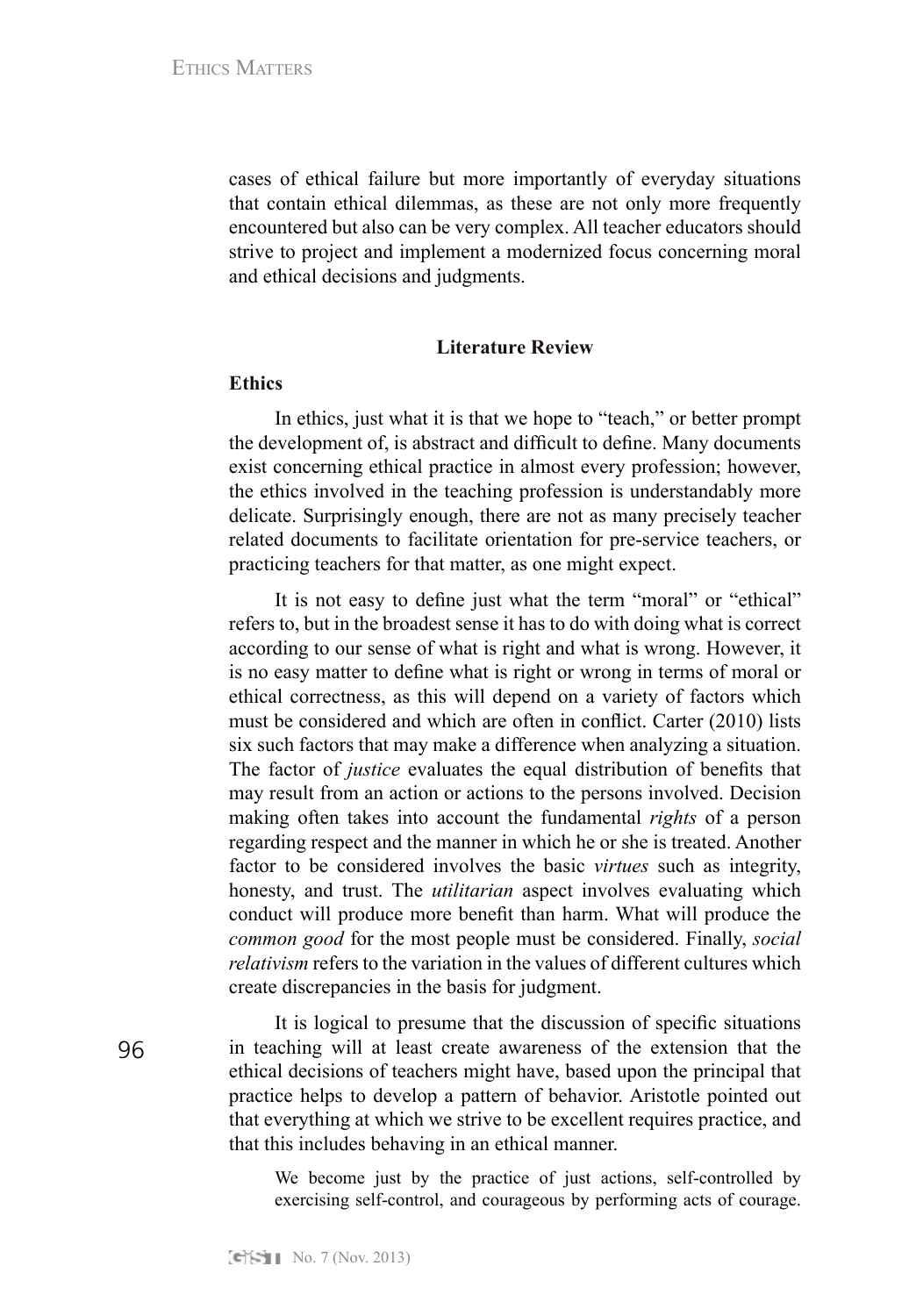cases of ethical failure but more importantly of everyday situations that contain ethical dilemmas, as these are not only more frequently encountered but also can be very complex. All teacher educators should strive to project and implement a modernized focus concerning moral and ethical decisions and judgments.

## Literature Review

### Ethics

In ethics, just what it is that we hope to "teach," or better prompt the development of, is abstract and difficult to define. Many documents exist concerning ethical practice in almost every profession; however, the ethics involved in the teaching profession is understandably more delicate. Surprisingly enough, there are not as many precisely teacher related documents to facilitate orientation for pre-service teachers, or practicing teachers for that matter, as one might expect.

It is not easy to define just what the term "moral" or "ethical" refers to, but in the broadest sense it has to do with doing what is correct according to our sense of what is right and what is wrong. However, it is no easy matter to define what is right or wrong in terms of moral or ethical correctness, as this will depend on a variety of factors which must be considered and which are often in conflict. Carter (2010) lists six such factors that may make a difference when analyzing a situation. The factor of *justice* evaluates the equal distribution of benefits that may result from an action or actions to the persons involved. Decision making often takes into account the fundamental *rights* of a person regarding respect and the manner in which he or she is treated. Another factor to be considered involves the basic *virtues* such as integrity, honesty, and trust. The *utilitarian* aspect involves evaluating which conduct will produce more benefit than harm. What will produce the *common good* for the most people must be considered. Finally, *social relativism* refers to the variation in the values of different cultures which create discrepancies in the basis for judgment.

It is logical to presume that the discussion of specific situations in teaching will at least create awareness of the extension that the ethical decisions of teachers might have, based upon the principal that practice helps to develop a pattern of behavior. Aristotle pointed out that everything at which we strive to be excellent requires practice, and that this includes behaving in an ethical manner.

> We become just by the practice of just actions, self-controlled by exercising self-control, and courageous by performing acts of courage.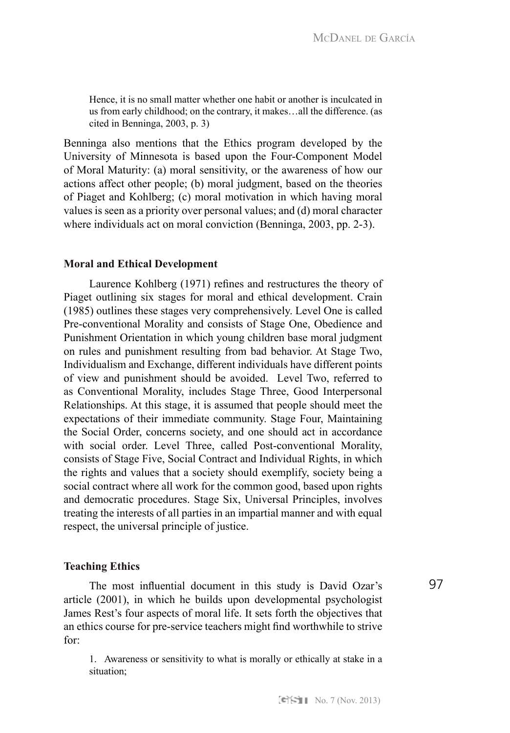> Hence, it is no small matter whether one habit or another is inculcated in us from early childhood; on the contrary, it makes…all the difference. (as cited in Benninga, 2003, p. 3)

Benninga also mentions that the Ethics program developed by the University of Minnesota is based upon the Four-Component Model of Moral Maturity: (a) moral sensitivity, or the awareness of how our actions affect other people; (b) moral judgment, based on the theories of Piaget and Kohlberg; (c) moral motivation in which having moral values is seen as a priority over personal values; and (d) moral character where individuals act on moral conviction (Benninga, 2003, pp. 2-3).

### Moral and Ethical Development

Laurence Kohlberg (1971) refines and restructures the theory of Piaget outlining six stages for moral and ethical development. Crain (1985) outlines these stages very comprehensively. Level One is called Pre-conventional Morality and consists of Stage One, Obedience and Punishment Orientation in which young children base moral judgment on rules and punishment resulting from bad behavior. At Stage Two, Individualism and Exchange, different individuals have different points of view and punishment should be avoided. Level Two, referred to as Conventional Morality, includes Stage Three, Good Interpersonal Relationships. At this stage, it is assumed that people should meet the expectations of their immediate community. Stage Four, Maintaining the Social Order, concerns society, and one should act in accordance with social order. Level Three, called Post-conventional Morality, consists of Stage Five, Social Contract and Individual Rights, in which the rights and values that a society should exemplify, society being a social contract where all work for the common good, based upon rights and democratic procedures. Stage Six, Universal Principles, involves treating the interests of all parties in an impartial manner and with equal respect, the universal principle of justice.

### Teaching Ethics

The most influential document in this study is David Ozar's article (2001), in which he builds upon developmental psychologist James Rest's four aspects of moral life. It sets forth the objectives that an ethics course for pre-service teachers might find worthwhile to strive for:

1. Awareness or sensitivity to what is morally or ethically at stake in a situation;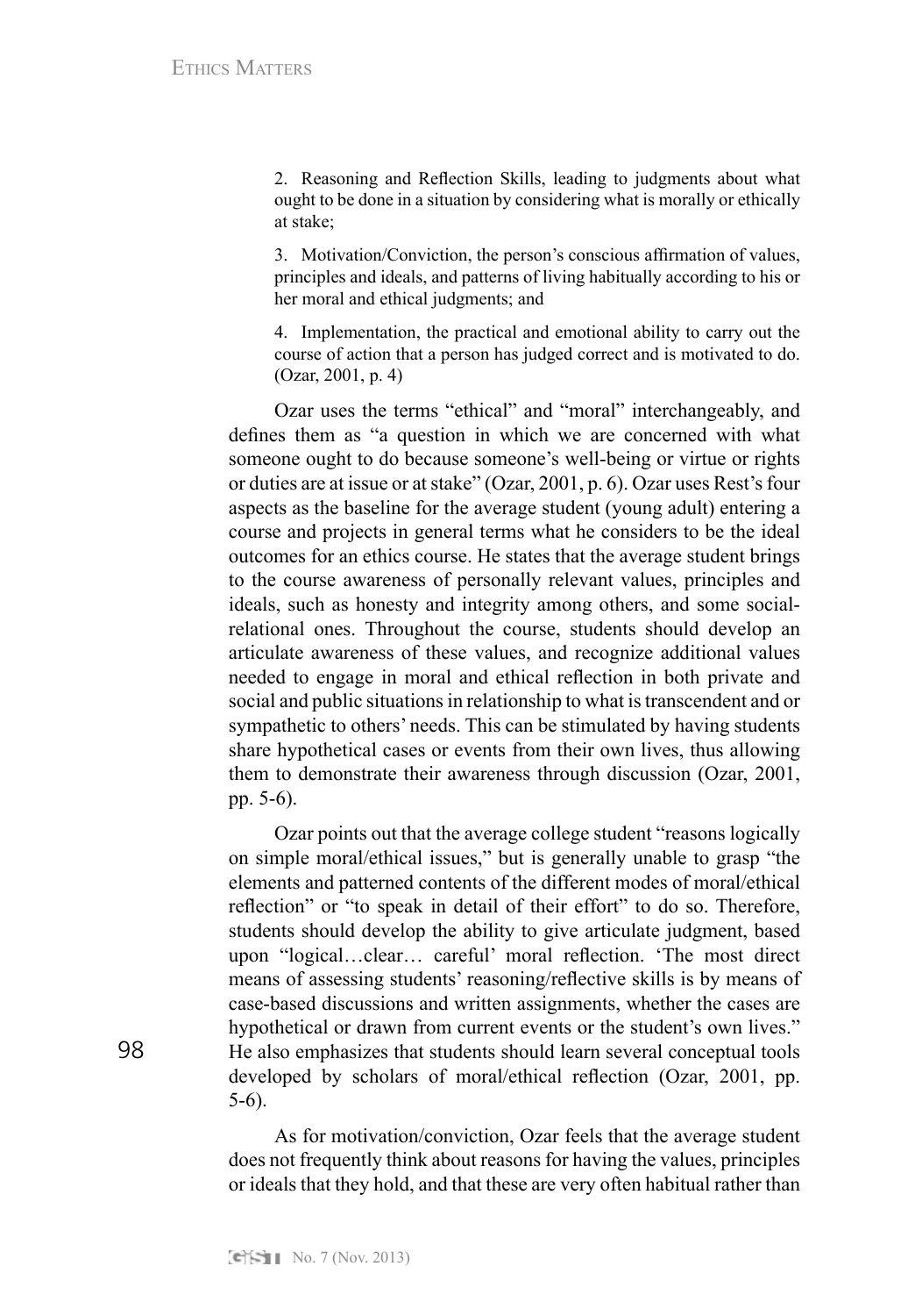2. Reasoning and Reflection Skills, leading to judgments about what ought to be done in a situation by considering what is morally or ethically at stake;

3. Motivation/Conviction, the person's conscious affirmation of values, principles and ideals, and patterns of living habitually according to his or her moral and ethical judgments; and

4. Implementation, the practical and emotional ability to carry out the course of action that a person has judged correct and is motivated to do. (Ozar, 2001, p. 4)

Ozar uses the terms "ethical" and "moral" interchangeably, and defines them as "a question in which we are concerned with what someone ought to do because someone's well-being or virtue or rights or duties are at issue or at stake" (Ozar, 2001, p. 6). Ozar uses Rest's four aspects as the baseline for the average student (young adult) entering a course and projects in general terms what he considers to be the ideal outcomes for an ethics course. He states that the average student brings to the course awareness of personally relevant values, principles and ideals, such as honesty and integrity among others, and some social-relational ones. Throughout the course, students should develop an articulate awareness of these values, and recognize additional values needed to engage in moral and ethical reflection in both private and social and public situations in relationship to what is transcendent and or sympathetic to others' needs. This can be stimulated by having students share hypothetical cases or events from their own lives, thus allowing them to demonstrate their awareness through discussion (Ozar, 2001, pp. 5-6).

Ozar points out that the average college student "reasons logically on simple moral/ethical issues," but is generally unable to grasp "the elements and patterned contents of the different modes of moral/ethical reflection" or "to speak in detail of their effort" to do so. Therefore, students should develop the ability to give articulate judgment, based upon "logical…clear… careful' moral reflection. 'The most direct means of assessing students' reasoning/reflective skills is by means of case-based discussions and written assignments, whether the cases are hypothetical or drawn from current events or the student's own lives." He also emphasizes that students should learn several conceptual tools developed by scholars of moral/ethical reflection (Ozar, 2001, pp. 5-6).

As for motivation/conviction, Ozar feels that the average student does not frequently think about reasons for having the values, principles or ideals that they hold, and that these are very often habitual rather than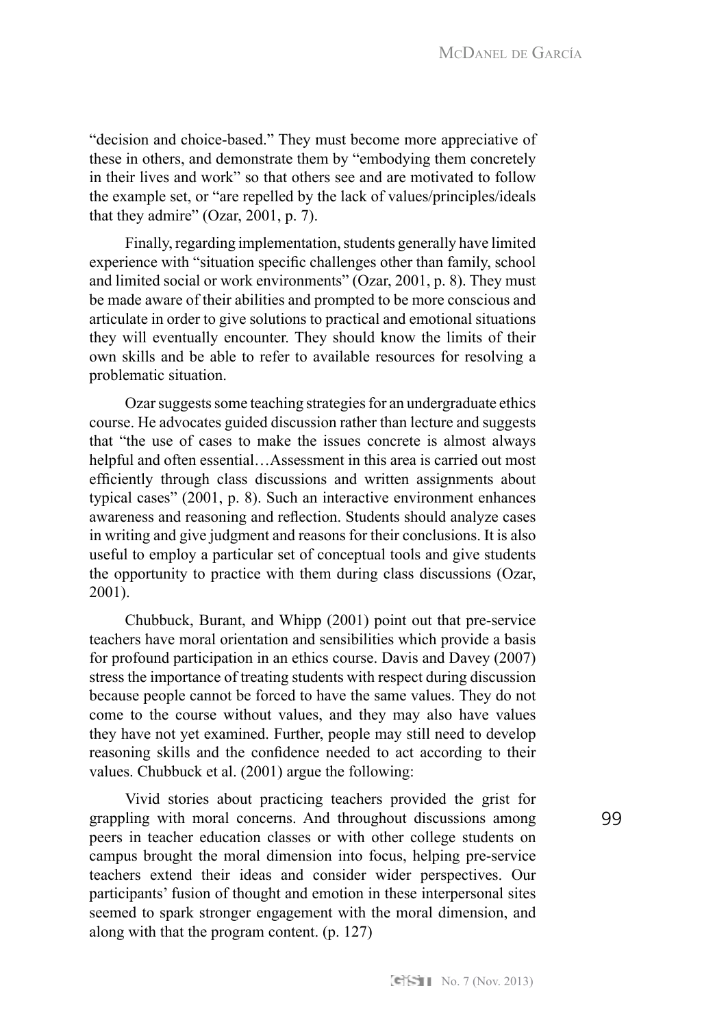"decision and choice-based." They must become more appreciative of these in others, and demonstrate them by "embodying them concretely in their lives and work" so that others see and are motivated to follow the example set, or "are repelled by the lack of values/principles/ideals that they admire" (Ozar, 2001, p. 7).

Finally, regarding implementation, students generally have limited experience with "situation specific challenges other than family, school and limited social or work environments" (Ozar, 2001, p. 8). They must be made aware of their abilities and prompted to be more conscious and articulate in order to give solutions to practical and emotional situations they will eventually encounter. They should know the limits of their own skills and be able to refer to available resources for resolving a problematic situation.

Ozar suggests some teaching strategies for an undergraduate ethics course. He advocates guided discussion rather than lecture and suggests that "the use of cases to make the issues concrete is almost always helpful and often essential…Assessment in this area is carried out most efficiently through class discussions and written assignments about typical cases" (2001, p. 8). Such an interactive environment enhances awareness and reasoning and reflection. Students should analyze cases in writing and give judgment and reasons for their conclusions. It is also useful to employ a particular set of conceptual tools and give students the opportunity to practice with them during class discussions (Ozar, 2001).

Chubbuck, Burant, and Whipp (2001) point out that pre-service teachers have moral orientation and sensibilities which provide a basis for profound participation in an ethics course. Davis and Davey (2007) stress the importance of treating students with respect during discussion because people cannot be forced to have the same values. They do not come to the course without values, and they may also have values they have not yet examined. Further, people may still need to develop reasoning skills and the confidence needed to act according to their values. Chubbuck et al. (2001) argue the following:

> Vivid stories about practicing teachers provided the grist for grappling with moral concerns. And throughout discussions among peers in teacher education classes or with other college students on campus brought the moral dimension into focus, helping pre-service teachers extend their ideas and consider wider perspectives. Our participants' fusion of thought and emotion in these interpersonal sites seemed to spark stronger engagement with the moral dimension, and along with that the program content. (p. 127)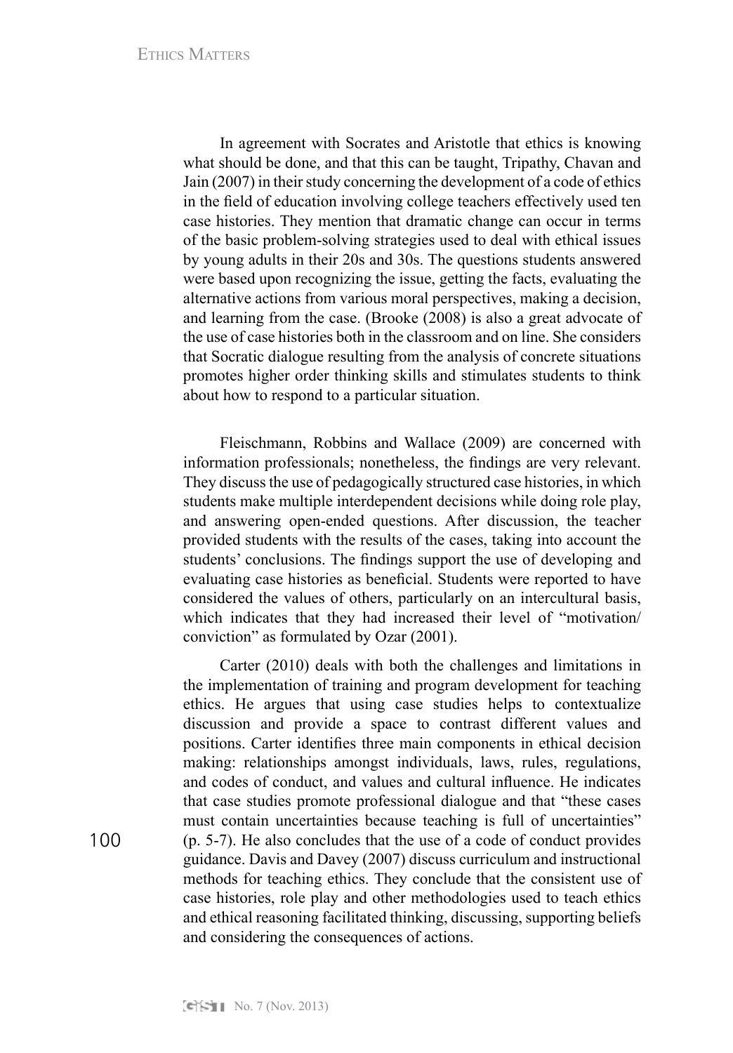In agreement with Socrates and Aristotle that ethics is knowing what should be done, and that this can be taught, Tripathy, Chavan and Jain (2007) in their study concerning the development of a code of ethics in the field of education involving college teachers effectively used ten case histories. They mention that dramatic change can occur in terms of the basic problem-solving strategies used to deal with ethical issues by young adults in their 20s and 30s. The questions students answered were based upon recognizing the issue, getting the facts, evaluating the alternative actions from various moral perspectives, making a decision, and learning from the case. (Brooke (2008) is also a great advocate of the use of case histories both in the classroom and on line. She considers that Socratic dialogue resulting from the analysis of concrete situations promotes higher order thinking skills and stimulates students to think about how to respond to a particular situation.

Fleischmann, Robbins and Wallace (2009) are concerned with information professionals; nonetheless, the findings are very relevant. They discuss the use of pedagogically structured case histories, in which students make multiple interdependent decisions while doing role play, and answering open-ended questions. After discussion, the teacher provided students with the results of the cases, taking into account the students' conclusions. The findings support the use of developing and evaluating case histories as beneficial. Students were reported to have considered the values of others, particularly on an intercultural basis, which indicates that they had increased their level of "motivation/ conviction" as formulated by Ozar (2001).

Carter (2010) deals with both the challenges and limitations in the implementation of training and program development for teaching ethics. He argues that using case studies helps to contextualize discussion and provide a space to contrast different values and positions. Carter identifies three main components in ethical decision making: relationships amongst individuals, laws, rules, regulations, and codes of conduct, and values and cultural influence. He indicates that case studies promote professional dialogue and that "these cases must contain uncertainties because teaching is full of uncertainties" (p. 5-7). He also concludes that the use of a code of conduct provides guidance. Davis and Davey (2007) discuss curriculum and instructional methods for teaching ethics. They conclude that the consistent use of case histories, role play and other methodologies used to teach ethics and ethical reasoning facilitated thinking, discussing, supporting beliefs and considering the consequences of actions.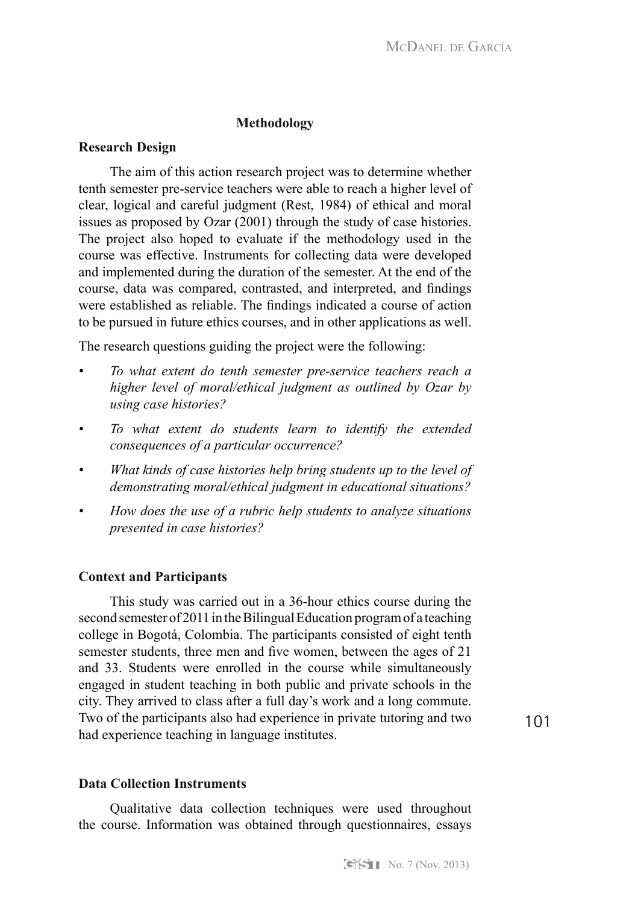## Methodology

### Research Design

The aim of this action research project was to determine whether tenth semester pre-service teachers were able to reach a higher level of clear, logical and careful judgment (Rest, 1984) of ethical and moral issues as proposed by Ozar (2001) through the study of case histories. The project also hoped to evaluate if the methodology used in the course was effective. Instruments for collecting data were developed and implemented during the duration of the semester. At the end of the course, data was compared, contrasted, and interpreted, and findings were established as reliable. The findings indicated a course of action to be pursued in future ethics courses, and in other applications as well.

The research questions guiding the project were the following:

- *To what extent do tenth semester pre-service teachers reach a higher level of moral/ethical judgment as outlined by Ozar by using case histories?*
- *To what extent do students learn to identify the extended consequences of a particular occurrence?*
- *What kinds of case histories help bring students up to the level of demonstrating moral/ethical judgment in educational situations?*
- *How does the use of a rubric help students to analyze situations presented in case histories?*

### Context and Participants

This study was carried out in a 36-hour ethics course during the second semester of 2011 in the Bilingual Education program of a teaching college in Bogotá, Colombia. The participants consisted of eight tenth semester students, three men and five women, between the ages of 21 and 33. Students were enrolled in the course while simultaneously engaged in student teaching in both public and private schools in the city. They arrived to class after a full day's work and a long commute. Two of the participants also had experience in private tutoring and two had experience teaching in language institutes.

### Data Collection Instruments

Qualitative data collection techniques were used throughout the course. Information was obtained through questionnaires, essays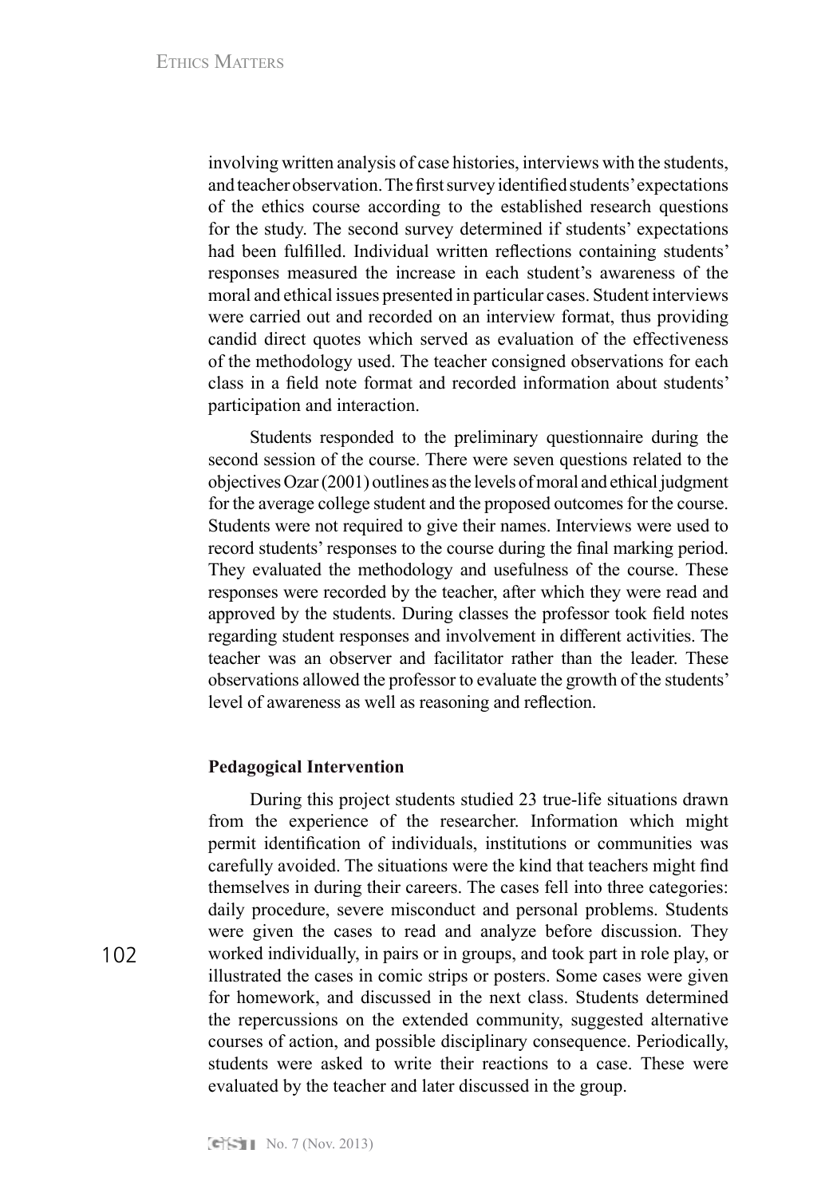involving written analysis of case histories, interviews with the students, and teacher observation. The first survey identified students' expectations of the ethics course according to the established research questions for the study. The second survey determined if students' expectations had been fulfilled. Individual written reflections containing students' responses measured the increase in each student's awareness of the moral and ethical issues presented in particular cases. Student interviews were carried out and recorded on an interview format, thus providing candid direct quotes which served as evaluation of the effectiveness of the methodology used. The teacher consigned observations for each class in a field note format and recorded information about students' participation and interaction.

Students responded to the preliminary questionnaire during the second session of the course. There were seven questions related to the objectives Ozar (2001) outlines as the levels of moral and ethical judgment for the average college student and the proposed outcomes for the course. Students were not required to give their names. Interviews were used to record students' responses to the course during the final marking period. They evaluated the methodology and usefulness of the course. These responses were recorded by the teacher, after which they were read and approved by the students. During classes the professor took field notes regarding student responses and involvement in different activities. The teacher was an observer and facilitator rather than the leader. These observations allowed the professor to evaluate the growth of the students' level of awareness as well as reasoning and reflection.

**Pedagogical Intervention**

During this project students studied 23 true-life situations drawn from the experience of the researcher. Information which might permit identification of individuals, institutions or communities was carefully avoided. The situations were the kind that teachers might find themselves in during their careers. The cases fell into three categories: daily procedure, severe misconduct and personal problems. Students were given the cases to read and analyze before discussion. They worked individually, in pairs or in groups, and took part in role play, or illustrated the cases in comic strips or posters. Some cases were given for homework, and discussed in the next class. Students determined the repercussions on the extended community, suggested alternative courses of action, and possible disciplinary consequence. Periodically, students were asked to write their reactions to a case. These were evaluated by the teacher and later discussed in the group.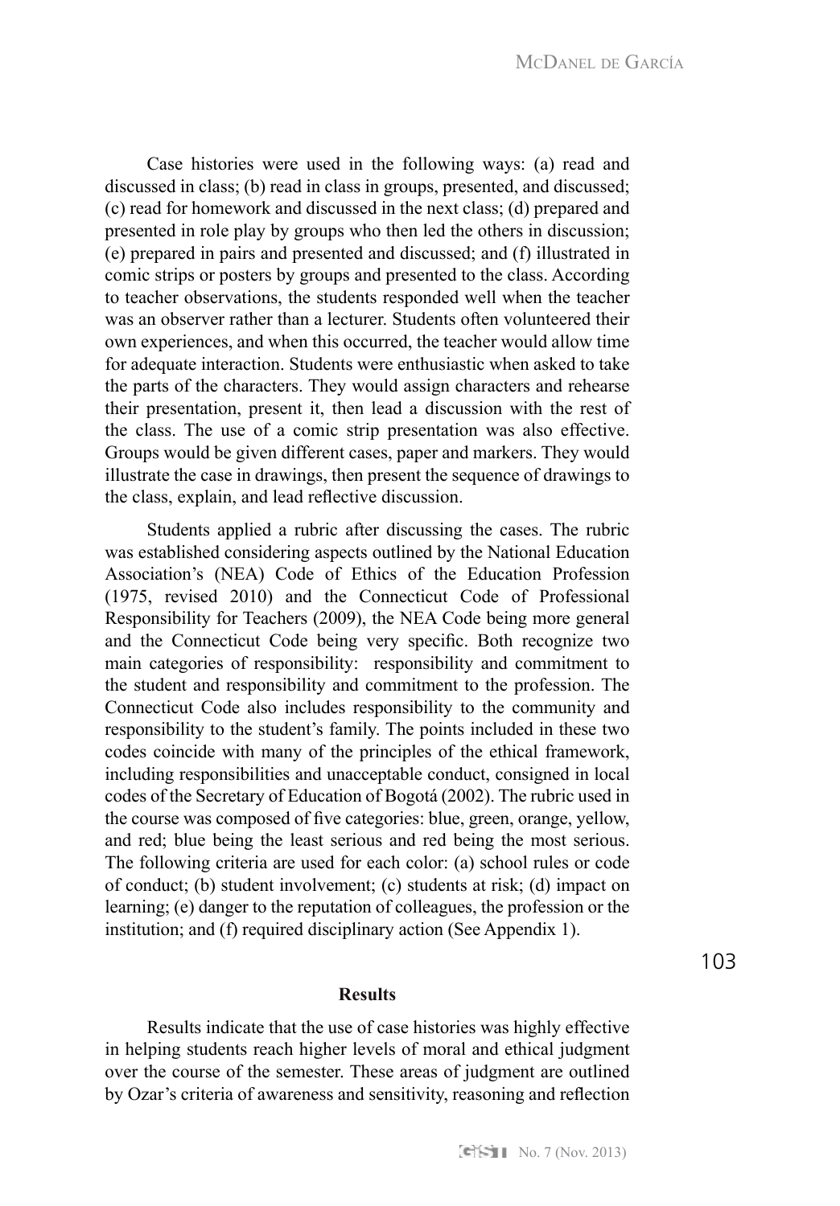Case histories were used in the following ways: (a) read and discussed in class; (b) read in class in groups, presented, and discussed; (c) read for homework and discussed in the next class; (d) prepared and presented in role play by groups who then led the others in discussion; (e) prepared in pairs and presented and discussed; and (f) illustrated in comic strips or posters by groups and presented to the class. According to teacher observations, the students responded well when the teacher was an observer rather than a lecturer. Students often volunteered their own experiences, and when this occurred, the teacher would allow time for adequate interaction. Students were enthusiastic when asked to take the parts of the characters. They would assign characters and rehearse their presentation, present it, then lead a discussion with the rest of the class. The use of a comic strip presentation was also effective. Groups would be given different cases, paper and markers. They would illustrate the case in drawings, then present the sequence of drawings to the class, explain, and lead reflective discussion.

Students applied a rubric after discussing the cases. The rubric was established considering aspects outlined by the National Education Association's (NEA) Code of Ethics of the Education Profession (1975, revised 2010) and the Connecticut Code of Professional Responsibility for Teachers (2009), the NEA Code being more general and the Connecticut Code being very specific. Both recognize two main categories of responsibility: responsibility and commitment to the student and responsibility and commitment to the profession. The Connecticut Code also includes responsibility to the community and responsibility to the student's family. The points included in these two codes coincide with many of the principles of the ethical framework, including responsibilities and unacceptable conduct, consigned in local codes of the Secretary of Education of Bogotá (2002). The rubric used in the course was composed of five categories: blue, green, orange, yellow, and red; blue being the least serious and red being the most serious. The following criteria are used for each color: (a) school rules or code of conduct; (b) student involvement; (c) students at risk; (d) impact on learning; (e) danger to the reputation of colleagues, the profession or the institution; and (f) required disciplinary action (See Appendix 1).

## Results

Results indicate that the use of case histories was highly effective in helping students reach higher levels of moral and ethical judgment over the course of the semester. These areas of judgment are outlined by Ozar's criteria of awareness and sensitivity, reasoning and reflection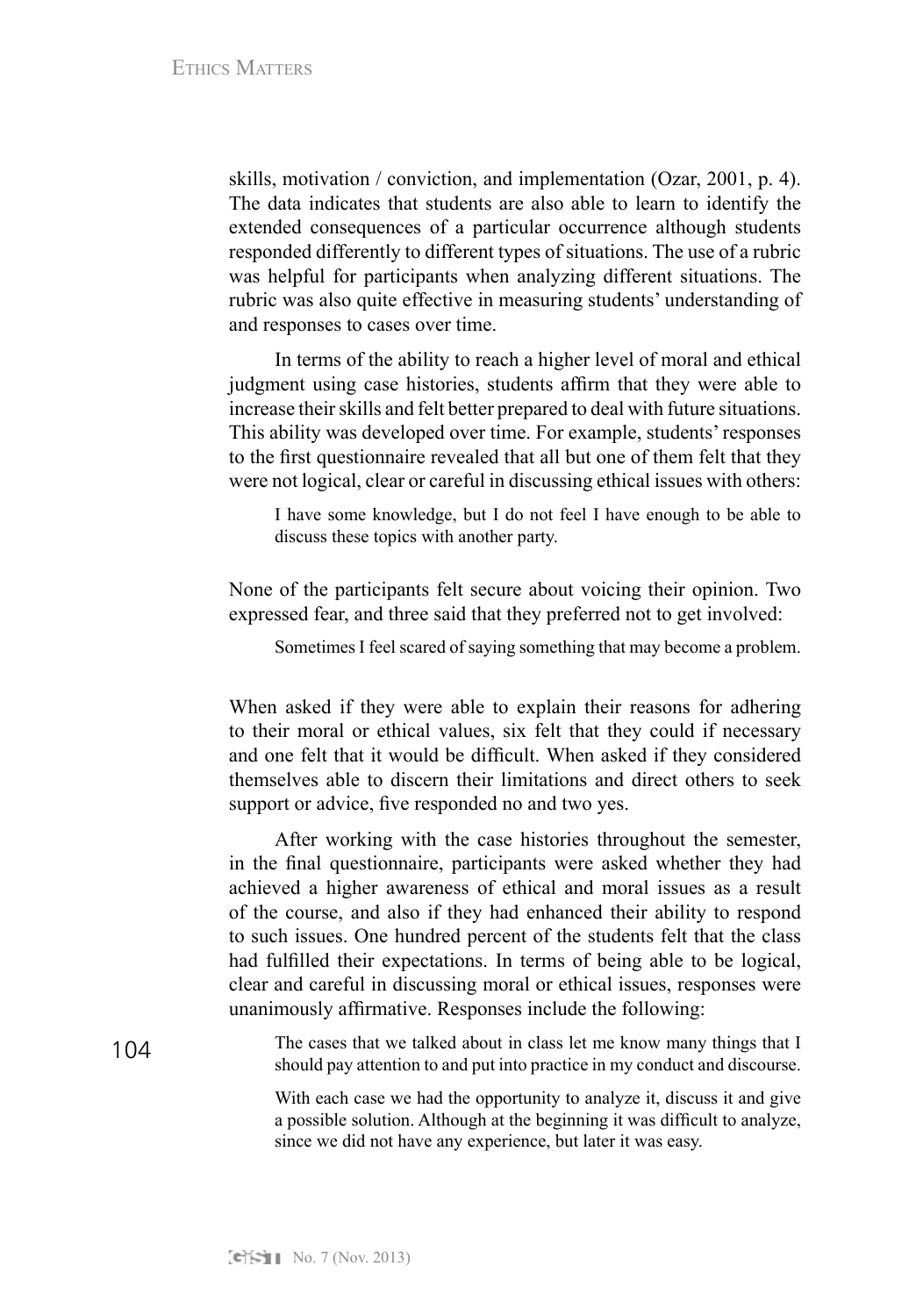skills, motivation / conviction, and implementation (Ozar, 2001, p. 4). The data indicates that students are also able to learn to identify the extended consequences of a particular occurrence although students responded differently to different types of situations. The use of a rubric was helpful for participants when analyzing different situations. The rubric was also quite effective in measuring students' understanding of and responses to cases over time.

In terms of the ability to reach a higher level of moral and ethical judgment using case histories, students affirm that they were able to increase their skills and felt better prepared to deal with future situations. This ability was developed over time. For example, students' responses to the first questionnaire revealed that all but one of them felt that they were not logical, clear or careful in discussing ethical issues with others:

> I have some knowledge, but I do not feel I have enough to be able to discuss these topics with another party.

None of the participants felt secure about voicing their opinion. Two expressed fear, and three said that they preferred not to get involved:

> Sometimes I feel scared of saying something that may become a problem.

When asked if they were able to explain their reasons for adhering to their moral or ethical values, six felt that they could if necessary and one felt that it would be difficult. When asked if they considered themselves able to discern their limitations and direct others to seek support or advice, five responded no and two yes.

After working with the case histories throughout the semester, in the final questionnaire, participants were asked whether they had achieved a higher awareness of ethical and moral issues as a result of the course, and also if they had enhanced their ability to respond to such issues. One hundred percent of the students felt that the class had fulfilled their expectations. In terms of being able to be logical, clear and careful in discussing moral or ethical issues, responses were unanimously affirmative. Responses include the following:

> The cases that we talked about in class let me know many things that I should pay attention to and put into practice in my conduct and discourse.
>
> With each case we had the opportunity to analyze it, discuss it and give a possible solution. Although at the beginning it was difficult to analyze, since we did not have any experience, but later it was easy.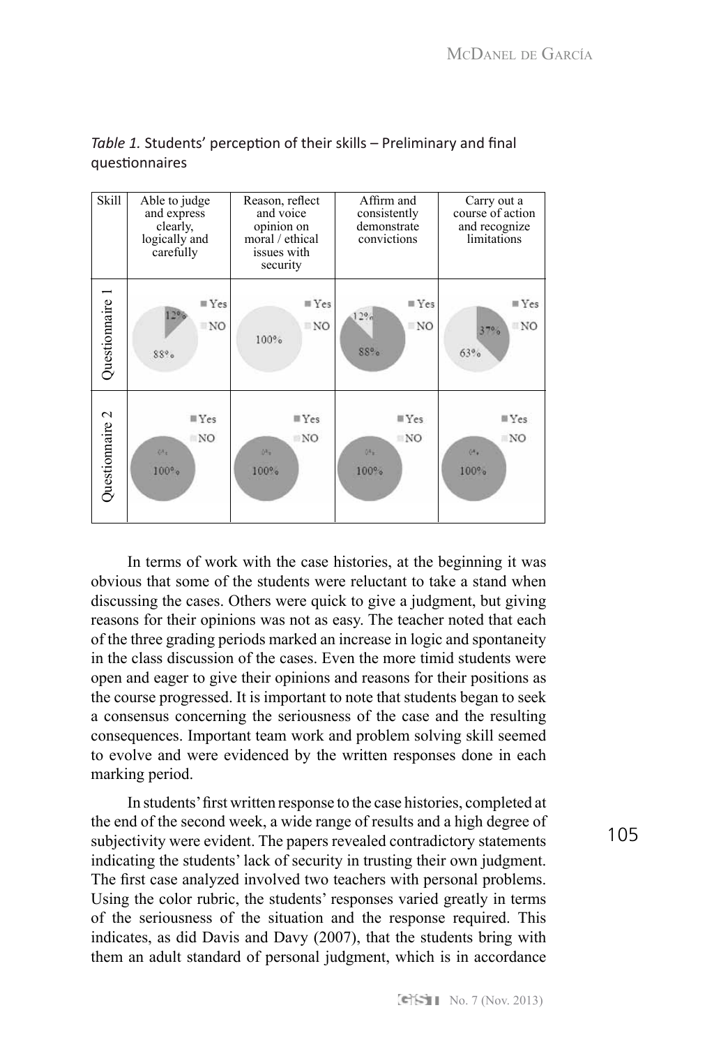*Table 1.* Students' perception of their skills – Preliminary and final questionnaires

| Skill | Able to judge and express clearly, logically and carefully | Reason, reflect and voice opinion on moral / ethical issues with security | Affirm and consistently demonstrate convictions | Carry out a course of action and recognize limitations |
|---|---|---|---|---|
| Questionnaire 1 | Yes 12%, NO 88% | NO 100% | Yes 88%, NO 12% | Yes 37%, NO 63% |
| Questionnaire 2 | Yes 100%, NO 0% | Yes 100%, NO 0% | Yes 100%, NO 0% | Yes 100%, NO 0% |

In terms of work with the case histories, at the beginning it was obvious that some of the students were reluctant to take a stand when discussing the cases. Others were quick to give a judgment, but giving reasons for their opinions was not as easy. The teacher noted that each of the three grading periods marked an increase in logic and spontaneity in the class discussion of the cases. Even the more timid students were open and eager to give their opinions and reasons for their positions as the course progressed. It is important to note that students began to seek a consensus concerning the seriousness of the case and the resulting consequences. Important team work and problem solving skill seemed to evolve and were evidenced by the written responses done in each marking period.

In students' first written response to the case histories, completed at the end of the second week, a wide range of results and a high degree of subjectivity were evident. The papers revealed contradictory statements indicating the students' lack of security in trusting their own judgment. The first case analyzed involved two teachers with personal problems. Using the color rubric, the students' responses varied greatly in terms of the seriousness of the situation and the response required. This indicates, as did Davis and Davy (2007), that the students bring with them an adult standard of personal judgment, which is in accordance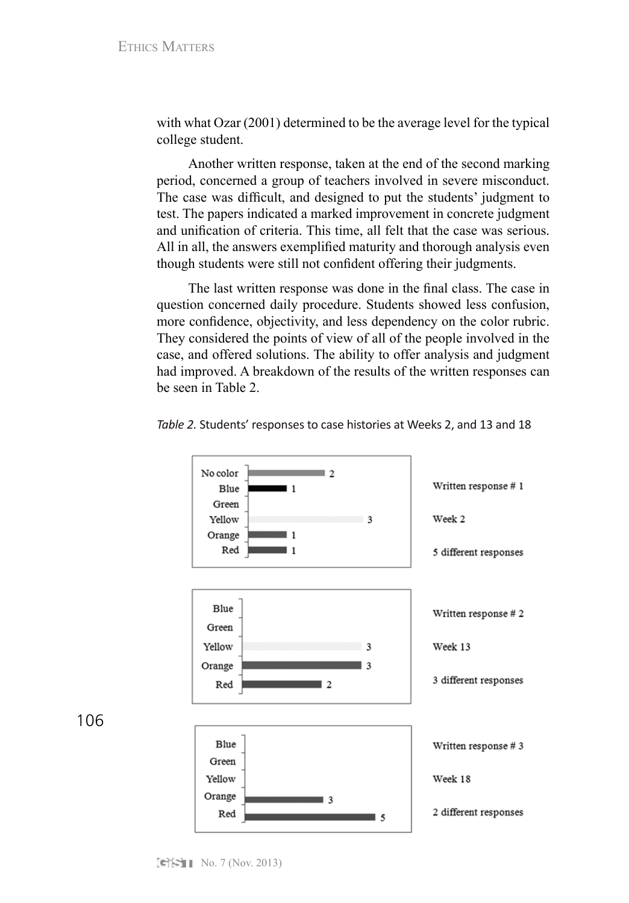with what Ozar (2001) determined to be the average level for the typical college student.

Another written response, taken at the end of the second marking period, concerned a group of teachers involved in severe misconduct. The case was difficult, and designed to put the students' judgment to test. The papers indicated a marked improvement in concrete judgment and unification of criteria. This time, all felt that the case was serious. All in all, the answers exemplified maturity and thorough analysis even though students were still not confident offering their judgments.

The last written response was done in the final class. The case in question concerned daily procedure. Students showed less confusion, more confidence, objectivity, and less dependency on the color rubric. They considered the points of view of all of the people involved in the case, and offered solutions. The ability to offer analysis and judgment had improved. A breakdown of the results of the written responses can be seen in Table 2.

*Table 2.* Students' responses to case histories at Weeks 2, and 13 and 18

| Color | Written response # 1 (Week 2) | Written response # 2 (Week 13) | Written response # 3 (Week 18) |
|---|---|---|---|
| No color | 2 | | |
| Blue | 1 | | |
| Green | | | |
| Yellow | 3 | 3 | |
| Orange | 1 | 3 | 3 |
| Red | 1 | 2 | 5 |
| | 5 different responses | 3 different responses | 2 different responses |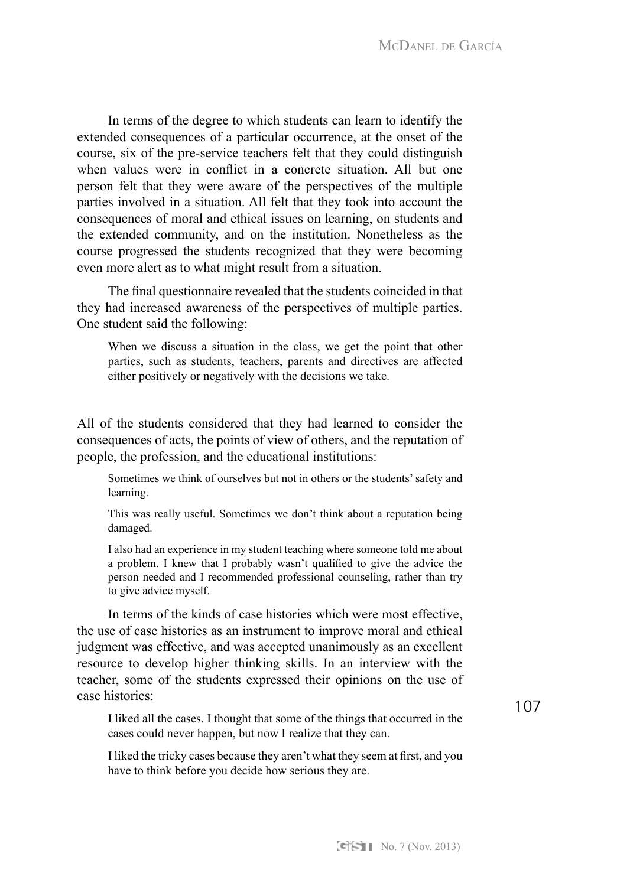In terms of the degree to which students can learn to identify the extended consequences of a particular occurrence, at the onset of the course, six of the pre-service teachers felt that they could distinguish when values were in conflict in a concrete situation. All but one person felt that they were aware of the perspectives of the multiple parties involved in a situation. All felt that they took into account the consequences of moral and ethical issues on learning, on students and the extended community, and on the institution. Nonetheless as the course progressed the students recognized that they were becoming even more alert as to what might result from a situation.

The final questionnaire revealed that the students coincided in that they had increased awareness of the perspectives of multiple parties. One student said the following:

> When we discuss a situation in the class, we get the point that other parties, such as students, teachers, parents and directives are affected either positively or negatively with the decisions we take.

All of the students considered that they had learned to consider the consequences of acts, the points of view of others, and the reputation of people, the profession, and the educational institutions:

> Sometimes we think of ourselves but not in others or the students' safety and learning.
>
> This was really useful. Sometimes we don't think about a reputation being damaged.
>
> I also had an experience in my student teaching where someone told me about a problem. I knew that I probably wasn't qualified to give the advice the person needed and I recommended professional counseling, rather than try to give advice myself.

In terms of the kinds of case histories which were most effective, the use of case histories as an instrument to improve moral and ethical judgment was effective, and was accepted unanimously as an excellent resource to develop higher thinking skills. In an interview with the teacher, some of the students expressed their opinions on the use of case histories:

> I liked all the cases. I thought that some of the things that occurred in the cases could never happen, but now I realize that they can.
>
> I liked the tricky cases because they aren't what they seem at first, and you have to think before you decide how serious they are.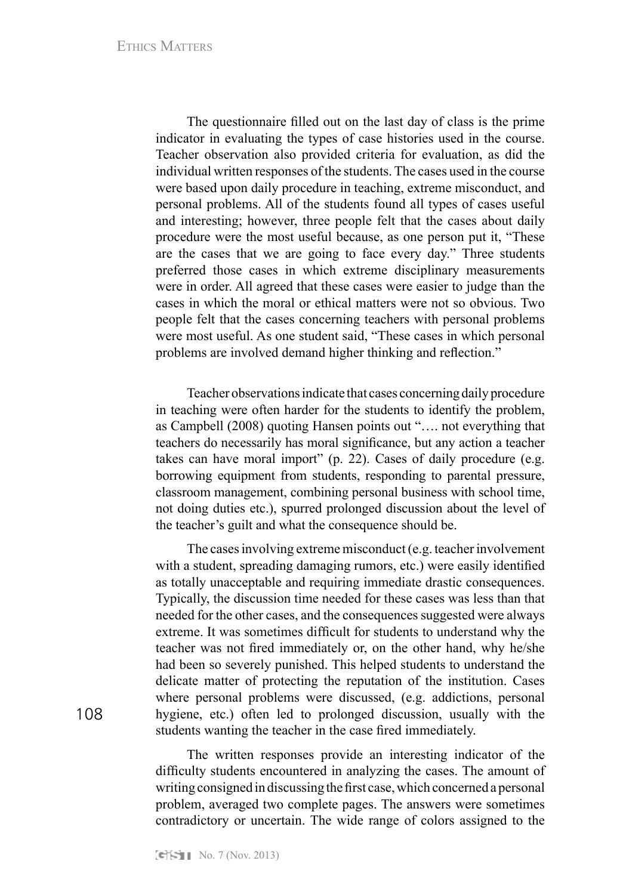The questionnaire filled out on the last day of class is the prime indicator in evaluating the types of case histories used in the course. Teacher observation also provided criteria for evaluation, as did the individual written responses of the students. The cases used in the course were based upon daily procedure in teaching, extreme misconduct, and personal problems. All of the students found all types of cases useful and interesting; however, three people felt that the cases about daily procedure were the most useful because, as one person put it, "These are the cases that we are going to face every day." Three students preferred those cases in which extreme disciplinary measurements were in order. All agreed that these cases were easier to judge than the cases in which the moral or ethical matters were not so obvious. Two people felt that the cases concerning teachers with personal problems were most useful. As one student said, "These cases in which personal problems are involved demand higher thinking and reflection."

Teacher observations indicate that cases concerning daily procedure in teaching were often harder for the students to identify the problem, as Campbell (2008) quoting Hansen points out "…. not everything that teachers do necessarily has moral significance, but any action a teacher takes can have moral import" (p. 22). Cases of daily procedure (e.g. borrowing equipment from students, responding to parental pressure, classroom management, combining personal business with school time, not doing duties etc.), spurred prolonged discussion about the level of the teacher's guilt and what the consequence should be.

The cases involving extreme misconduct (e.g. teacher involvement with a student, spreading damaging rumors, etc.) were easily identified as totally unacceptable and requiring immediate drastic consequences. Typically, the discussion time needed for these cases was less than that needed for the other cases, and the consequences suggested were always extreme. It was sometimes difficult for students to understand why the teacher was not fired immediately or, on the other hand, why he/she had been so severely punished. This helped students to understand the delicate matter of protecting the reputation of the institution. Cases where personal problems were discussed, (e.g. addictions, personal hygiene, etc.) often led to prolonged discussion, usually with the students wanting the teacher in the case fired immediately.

The written responses provide an interesting indicator of the difficulty students encountered in analyzing the cases. The amount of writing consigned in discussing the first case, which concerned a personal problem, averaged two complete pages. The answers were sometimes contradictory or uncertain. The wide range of colors assigned to the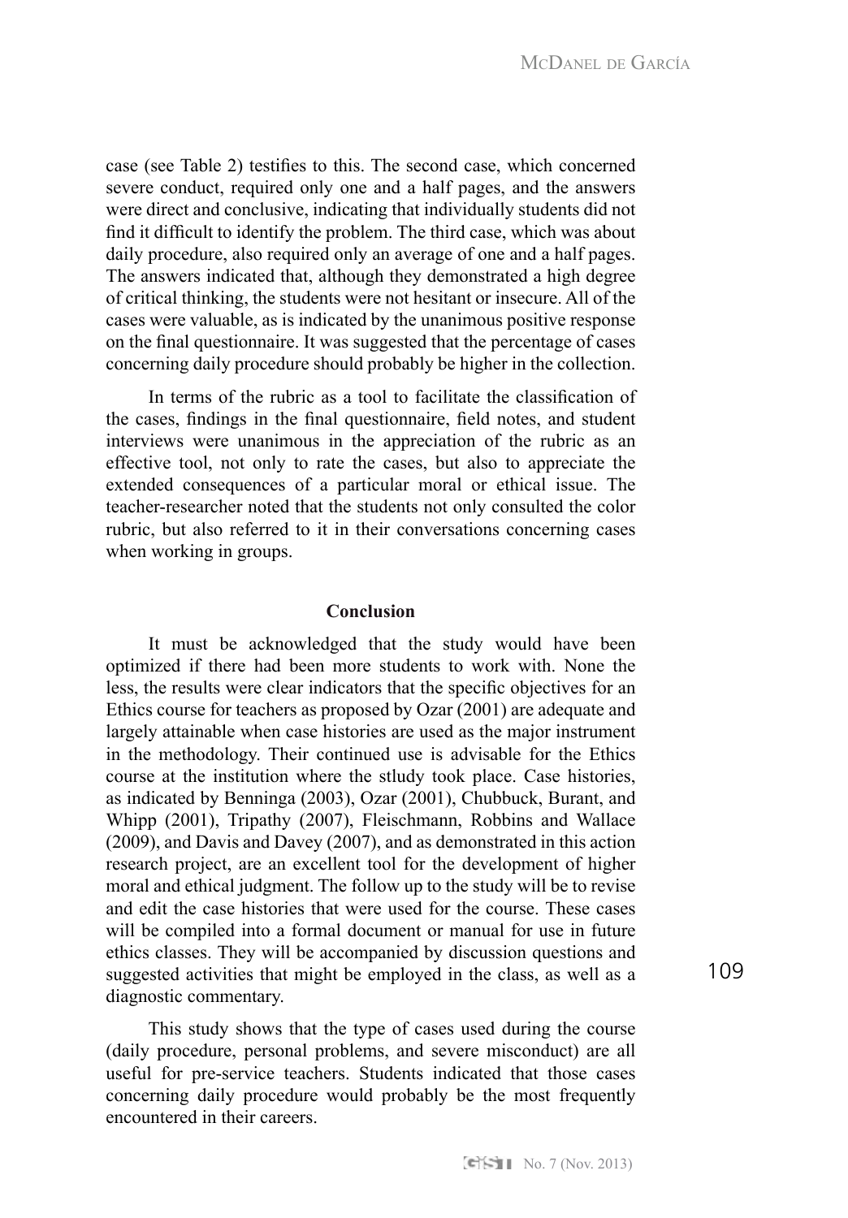case (see Table 2) testifies to this. The second case, which concerned severe conduct, required only one and a half pages, and the answers were direct and conclusive, indicating that individually students did not find it difficult to identify the problem. The third case, which was about daily procedure, also required only an average of one and a half pages. The answers indicated that, although they demonstrated a high degree of critical thinking, the students were not hesitant or insecure. All of the cases were valuable, as is indicated by the unanimous positive response on the final questionnaire. It was suggested that the percentage of cases concerning daily procedure should probably be higher in the collection.

In terms of the rubric as a tool to facilitate the classification of the cases, findings in the final questionnaire, field notes, and student interviews were unanimous in the appreciation of the rubric as an effective tool, not only to rate the cases, but also to appreciate the extended consequences of a particular moral or ethical issue. The teacher-researcher noted that the students not only consulted the color rubric, but also referred to it in their conversations concerning cases when working in groups.

## Conclusion

It must be acknowledged that the study would have been optimized if there had been more students to work with. None the less, the results were clear indicators that the specific objectives for an Ethics course for teachers as proposed by Ozar (2001) are adequate and largely attainable when case histories are used as the major instrument in the methodology. Their continued use is advisable for the Ethics course at the institution where the stludy took place. Case histories, as indicated by Benninga (2003), Ozar (2001), Chubbuck, Burant, and Whipp (2001), Tripathy (2007), Fleischmann, Robbins and Wallace (2009), and Davis and Davey (2007), and as demonstrated in this action research project, are an excellent tool for the development of higher moral and ethical judgment. The follow up to the study will be to revise and edit the case histories that were used for the course. These cases will be compiled into a formal document or manual for use in future ethics classes. They will be accompanied by discussion questions and suggested activities that might be employed in the class, as well as a diagnostic commentary.

This study shows that the type of cases used during the course (daily procedure, personal problems, and severe misconduct) are all useful for pre-service teachers. Students indicated that those cases concerning daily procedure would probably be the most frequently encountered in their careers.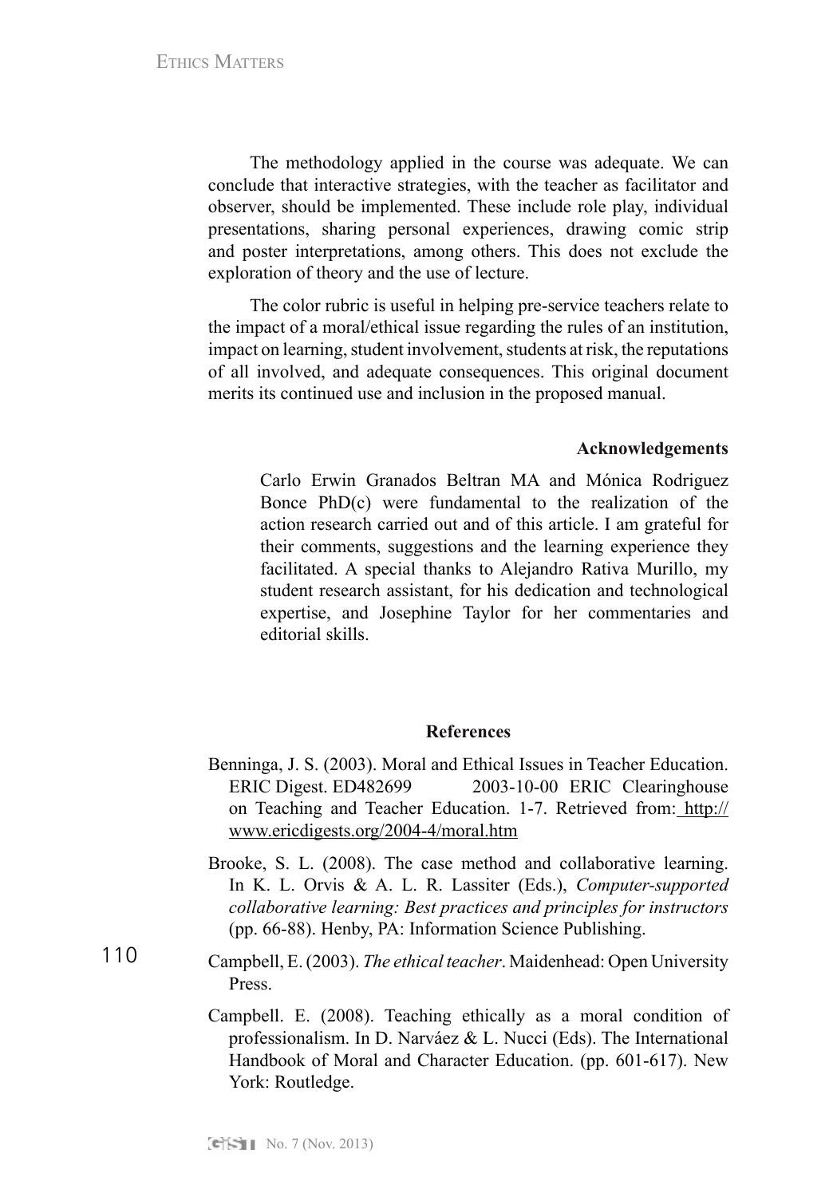The methodology applied in the course was adequate. We can conclude that interactive strategies, with the teacher as facilitator and observer, should be implemented. These include role play, individual presentations, sharing personal experiences, drawing comic strip and poster interpretations, among others. This does not exclude the exploration of theory and the use of lecture.

The color rubric is useful in helping pre-service teachers relate to the impact of a moral/ethical issue regarding the rules of an institution, impact on learning, student involvement, students at risk, the reputations of all involved, and adequate consequences. This original document merits its continued use and inclusion in the proposed manual.

## Acknowledgements

Carlo Erwin Granados Beltran MA and Mónica Rodriguez Bonce PhD(c) were fundamental to the realization of the action research carried out and of this article. I am grateful for their comments, suggestions and the learning experience they facilitated. A special thanks to Alejandro Rativa Murillo, my student research assistant, for his dedication and technological expertise, and Josephine Taylor for her commentaries and editorial skills.

## References

Benninga, J. S. (2003). Moral and Ethical Issues in Teacher Education. ERIC Digest. ED482699 2003-10-00 ERIC Clearinghouse on Teaching and Teacher Education. 1-7. Retrieved from: http://www.ericdigests.org/2004-4/moral.htm

Brooke, S. L. (2008). The case method and collaborative learning. In K. L. Orvis & A. L. R. Lassiter (Eds.), *Computer-supported collaborative learning: Best practices and principles for instructors* (pp. 66-88). Henby, PA: Information Science Publishing.

Campbell, E. (2003). *The ethical teacher*. Maidenhead: Open University Press.

Campbell. E. (2008). Teaching ethically as a moral condition of professionalism. In D. Narváez & L. Nucci (Eds). The International Handbook of Moral and Character Education. (pp. 601-617). New York: Routledge.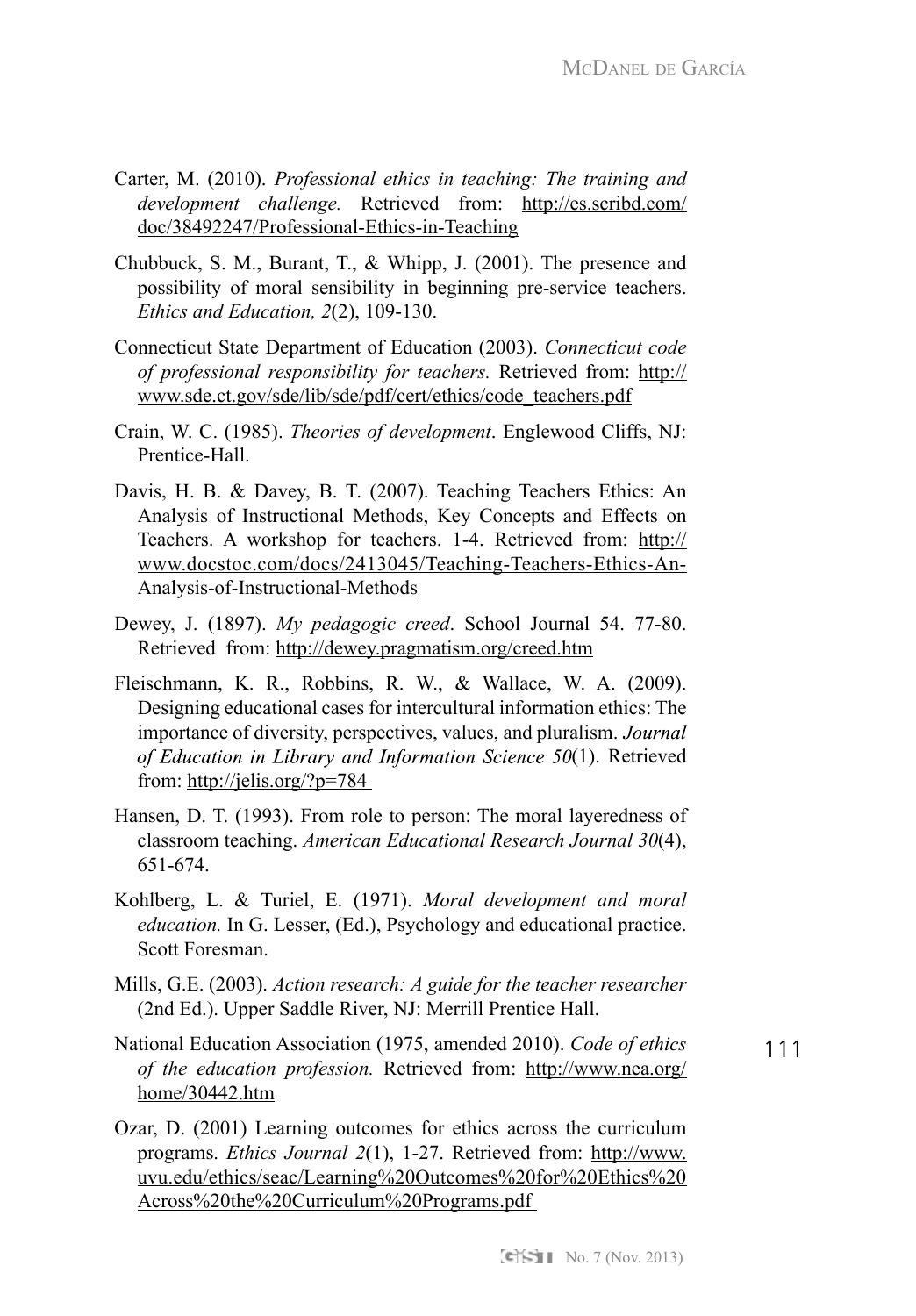Carter, M. (2010). *Professional ethics in teaching: The training and development challenge.* Retrieved from: http://es.scribd.com/doc/38492247/Professional-Ethics-in-Teaching

Chubbuck, S. M., Burant, T., & Whipp, J. (2001). The presence and possibility of moral sensibility in beginning pre-service teachers. *Ethics and Education, 2*(2), 109-130.

Connecticut State Department of Education (2003). *Connecticut code of professional responsibility for teachers.* Retrieved from: http://www.sde.ct.gov/sde/lib/sde/pdf/cert/ethics/code_teachers.pdf

Crain, W. C. (1985). *Theories of development*. Englewood Cliffs, NJ: Prentice-Hall.

Davis, H. B. & Davey, B. T. (2007). Teaching Teachers Ethics: An Analysis of Instructional Methods, Key Concepts and Effects on Teachers. A workshop for teachers. 1-4. Retrieved from: http://www.docstoc.com/docs/2413045/Teaching-Teachers-Ethics-An-Analysis-of-Instructional-Methods

Dewey, J. (1897). *My pedagogic creed*. School Journal 54. 77-80. Retrieved from: http://dewey.pragmatism.org/creed.htm

Fleischmann, K. R., Robbins, R. W., & Wallace, W. A. (2009). Designing educational cases for intercultural information ethics: The importance of diversity, perspectives, values, and pluralism. *Journal of Education in Library and Information Science 50*(1). Retrieved from: http://jelis.org/?p=784

Hansen, D. T. (1993). From role to person: The moral layeredness of classroom teaching. *American Educational Research Journal 30*(4), 651-674.

Kohlberg, L. & Turiel, E. (1971). *Moral development and moral education.* In G. Lesser, (Ed.), Psychology and educational practice. Scott Foresman.

Mills, G.E. (2003). *Action research: A guide for the teacher researcher* (2nd Ed.). Upper Saddle River, NJ: Merrill Prentice Hall.

National Education Association (1975, amended 2010). *Code of ethics of the education profession.* Retrieved from: http://www.nea.org/home/30442.htm

Ozar, D. (2001) Learning outcomes for ethics across the curriculum programs. *Ethics Journal 2*(1), 1-27. Retrieved from: http://www.uvu.edu/ethics/seac/Learning%20Outcomes%20for%20Ethics%20Across%20the%20Curriculum%20Programs.pdf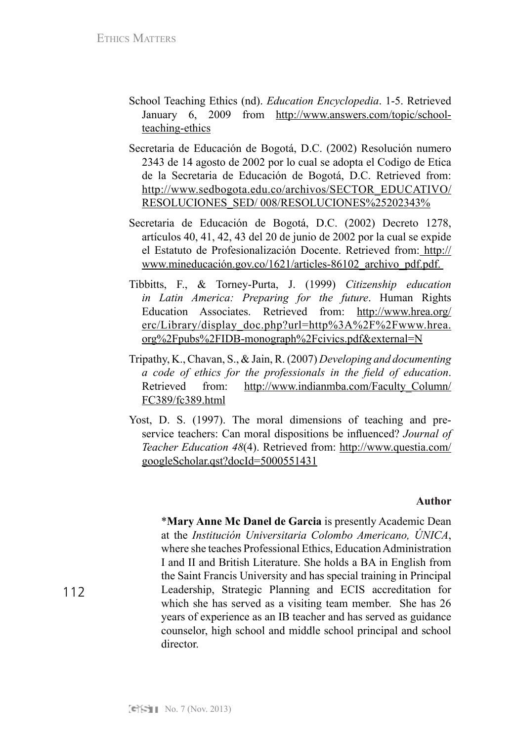School Teaching Ethics (nd). *Education Encyclopedia*. 1-5. Retrieved January 6, 2009 from http://www.answers.com/topic/school-teaching-ethics

Secretaria de Educación de Bogotá, D.C. (2002) Resolución numero 2343 de 14 agosto de 2002 por lo cual se adopta el Codigo de Etica de la Secretaria de Educación de Bogotá, D.C. Retrieved from: http://www.sedbogota.edu.co/archivos/SECTOR_EDUCATIVO/RESOLUCIONES_SED/ 008/RESOLUCIONES%25202343%

Secretaria de Educación de Bogotá, D.C. (2002) Decreto 1278, artículos 40, 41, 42, 43 del 20 de junio de 2002 por la cual se expide el Estatuto de Profesionalización Docente. Retrieved from: http://www.mineducación.gov.co/1621/articles-86102_archivo_pdf.pdf.

Tibbitts, F., & Torney-Purta, J. (1999) *Citizenship education in Latin America: Preparing for the future*. Human Rights Education Associates. Retrieved from: http://www.hrea.org/erc/Library/display_doc.php?url=http%3A%2F%2Fwww.hrea.org%2Fpubs%2FIDB-monograph%2Fcivics.pdf&external=N

Tripathy, K., Chavan, S., & Jain, R. (2007) *Developing and documenting a code of ethics for the professionals in the field of education*. Retrieved from: http://www.indianmba.com/Faculty_Column/FC389/fc389.html

Yost, D. S. (1997). The moral dimensions of teaching and pre-service teachers: Can moral dispositions be influenced? *Journal of Teacher Education 48*(4). Retrieved from: http://www.questia.com/googleScholar.qst?docId=5000551431

**Author**

\***Mary Anne Mc Danel de Garcia** is presently Academic Dean at the *Institución Universitaria Colombo Americano, ÚNICA*, where she teaches Professional Ethics, Education Administration I and II and British Literature. She holds a BA in English from the Saint Francis University and has special training in Principal Leadership, Strategic Planning and ECIS accreditation for which she has served as a visiting team member. She has 26 years of experience as an IB teacher and has served as guidance counselor, high school and middle school principal and school director.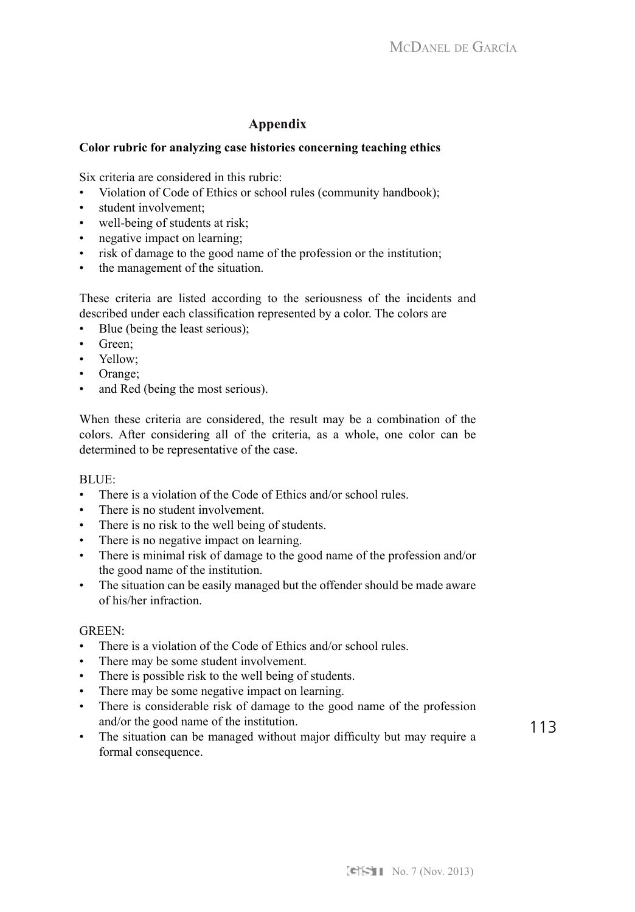## Appendix

**Color rubric for analyzing case histories concerning teaching ethics**

Six criteria are considered in this rubric:

- Violation of Code of Ethics or school rules (community handbook);
- student involvement;
- well-being of students at risk;
- negative impact on learning;
- risk of damage to the good name of the profession or the institution;
- the management of the situation.

These criteria are listed according to the seriousness of the incidents and described under each classification represented by a color. The colors are

- Blue (being the least serious);
- Green;
- Yellow;
- Orange;
- and Red (being the most serious).

When these criteria are considered, the result may be a combination of the colors. After considering all of the criteria, as a whole, one color can be determined to be representative of the case.

BLUE:

- There is a violation of the Code of Ethics and/or school rules.
- There is no student involvement.
- There is no risk to the well being of students.
- There is no negative impact on learning.
- There is minimal risk of damage to the good name of the profession and/or the good name of the institution.
- The situation can be easily managed but the offender should be made aware of his/her infraction.

GREEN:

- There is a violation of the Code of Ethics and/or school rules.
- There may be some student involvement.
- There is possible risk to the well being of students.
- There may be some negative impact on learning.
- There is considerable risk of damage to the good name of the profession and/or the good name of the institution.
- The situation can be managed without major difficulty but may require a formal consequence.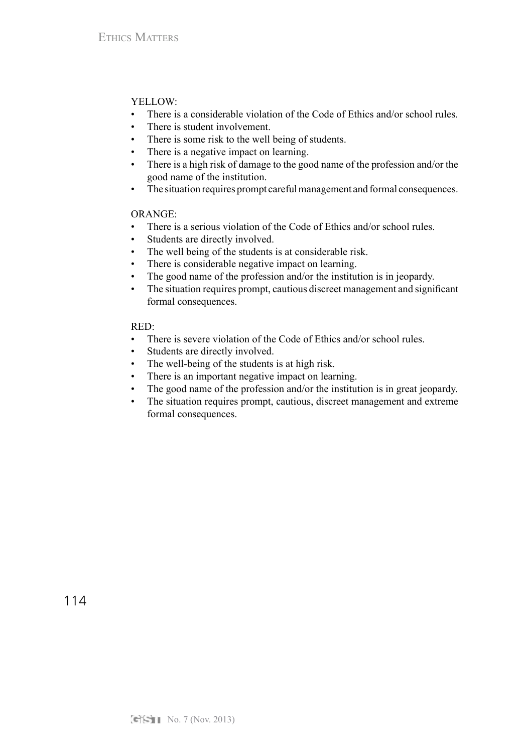YELLOW:

- There is a considerable violation of the Code of Ethics and/or school rules.
- There is student involvement.
- There is some risk to the well being of students.
- There is a negative impact on learning.
- There is a high risk of damage to the good name of the profession and/or the good name of the institution.
- The situation requires prompt careful management and formal consequences.

ORANGE:

- There is a serious violation of the Code of Ethics and/or school rules.
- Students are directly involved.
- The well being of the students is at considerable risk.
- There is considerable negative impact on learning.
- The good name of the profession and/or the institution is in jeopardy.
- The situation requires prompt, cautious discreet management and significant formal consequences.

RED:

- There is severe violation of the Code of Ethics and/or school rules.
- Students are directly involved.
- The well-being of the students is at high risk.
- There is an important negative impact on learning.
- The good name of the profession and/or the institution is in great jeopardy.
- The situation requires prompt, cautious, discreet management and extreme formal consequences.